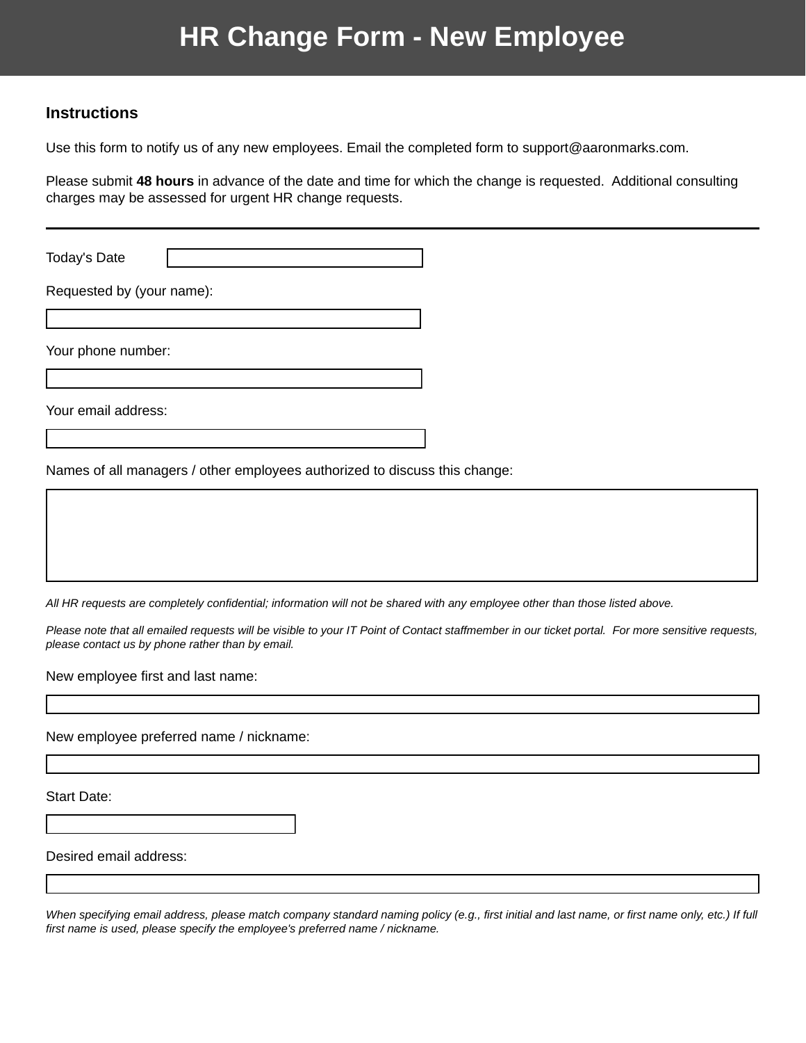# HR Change Form - New Employee

## Instructions

Use this form to notify us of any new employees. Email the completed form to support@aaronmarks.com.

Please submit **48 hours** in advance of the date and time for which the change is requested. Additional consulting charges may be assessed for urgent HR change requests.

---

Today's Date

Requested by (your name):

Your phone number:

Your email address:

Names of all managers / other employees authorized to discuss this change:

*All HR requests are completely confidential; information will not be shared with any employee other than those listed above.*

*Please note that all emailed requests will be visible to your IT Point of Contact staffmember in our ticket portal. For more sensitive requests, please contact us by phone rather than by email.*

New employee first and last name:

New employee preferred name / nickname:

Start Date:

Desired email address:

*When specifying email address, please match company standard naming policy (e.g., first initial and last name, or first name only, etc.) If full first name is used, please specify the employee's preferred name / nickname.*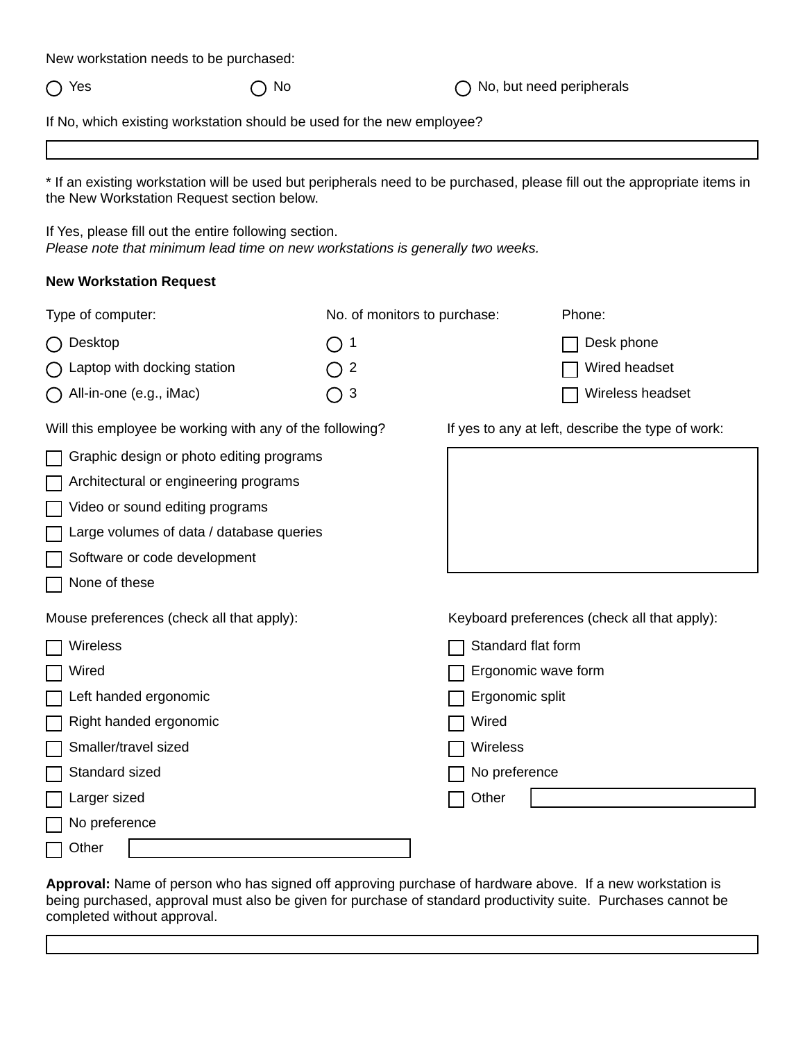New workstation needs to be purchased:

- ○ Yes
- ○ No
- ○ No, but need peripherals

If No, which existing workstation should be used for the new employee?

\_\_\_\_\_\_\_\_\_\_\_\_\_\_\_\_\_\_\_\_\_\_\_\_\_\_\_\_\_\_\_\_\_\_\_\_\_\_\_\_

* If an existing workstation will be used but peripherals need to be purchased, please fill out the appropriate items in the New Workstation Request section below.

If Yes, please fill out the entire following section.
*Please note that minimum lead time on new workstations is generally two weeks.*

**New Workstation Request**

Type of computer:

- ○ Desktop
- ○ Laptop with docking station
- ○ All-in-one (e.g., iMac)

No. of monitors to purchase:

- ○ 1
- ○ 2
- ○ 3

Phone:

- ☐ Desk phone
- ☐ Wired headset
- ☐ Wireless headset

Will this employee be working with any of the following?

- ☐ Graphic design or photo editing programs
- ☐ Architectural or engineering programs
- ☐ Video or sound editing programs
- ☐ Large volumes of data / database queries
- ☐ Software or code development
- ☐ None of these

If yes to any at left, describe the type of work:

\_\_\_\_\_\_\_\_\_\_\_\_\_\_\_\_\_\_\_\_\_\_\_\_\_\_\_\_\_\_\_\_\_\_\_\_\_\_\_\_

Mouse preferences (check all that apply):

- ☐ Wireless
- ☐ Wired
- ☐ Left handed ergonomic
- ☐ Right handed ergonomic
- ☐ Smaller/travel sized
- ☐ Standard sized
- ☐ Larger sized
- ☐ No preference
- ☐ Other \_\_\_\_\_\_\_\_\_\_\_\_\_\_\_\_\_\_\_\_

Keyboard preferences (check all that apply):

- ☐ Standard flat form
- ☐ Ergonomic wave form
- ☐ Ergonomic split
- ☐ Wired
- ☐ Wireless
- ☐ No preference
- ☐ Other \_\_\_\_\_\_\_\_\_\_\_\_\_\_\_\_\_\_\_\_

**Approval:** Name of person who has signed off approving purchase of hardware above. If a new workstation is being purchased, approval must also be given for purchase of standard productivity suite. Purchases cannot be completed without approval.

\_\_\_\_\_\_\_\_\_\_\_\_\_\_\_\_\_\_\_\_\_\_\_\_\_\_\_\_\_\_\_\_\_\_\_\_\_\_\_\_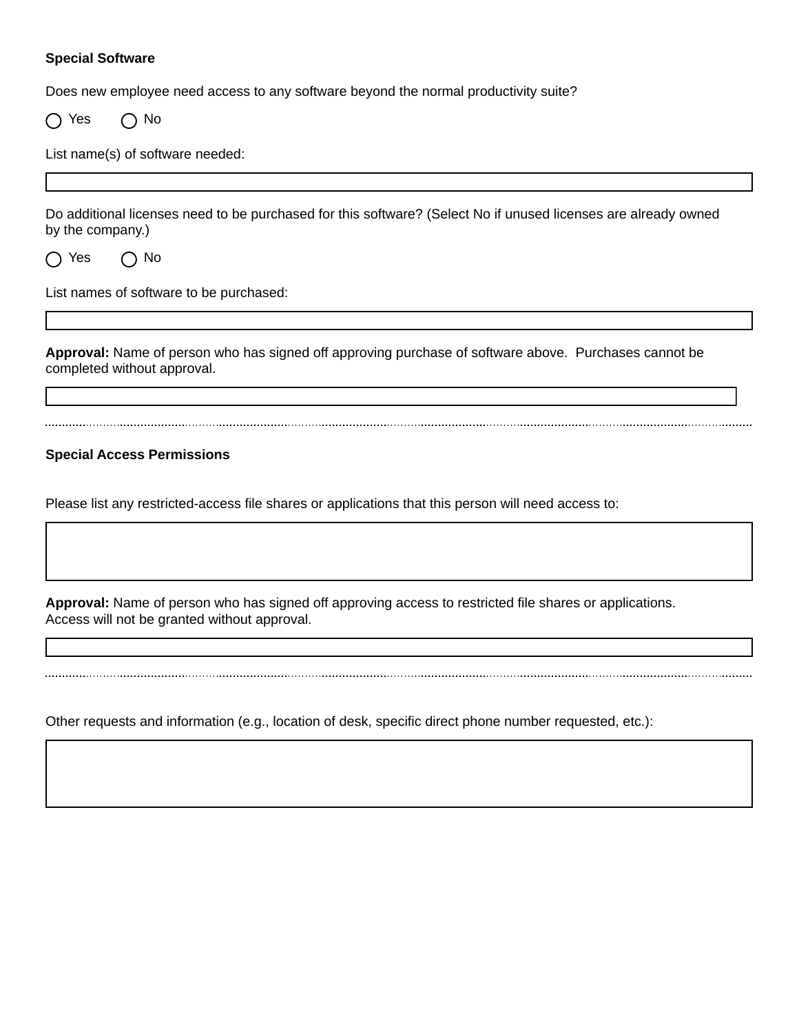**Special Software**

Does new employee need access to any software beyond the normal productivity suite?

◯ Yes ◯ No

List name(s) of software needed:

Do additional licenses need to be purchased for this software? (Select No if unused licenses are already owned by the company.)

◯ Yes ◯ No

List names of software to be purchased:

**Approval:** Name of person who has signed off approving purchase of software above. Purchases cannot be completed without approval.

---

**Special Access Permissions**

Please list any restricted-access file shares or applications that this person will need access to:

**Approval:** Name of person who has signed off approving access to restricted file shares or applications. Access will not be granted without approval.

---

Other requests and information (e.g., location of desk, specific direct phone number requested, etc.):